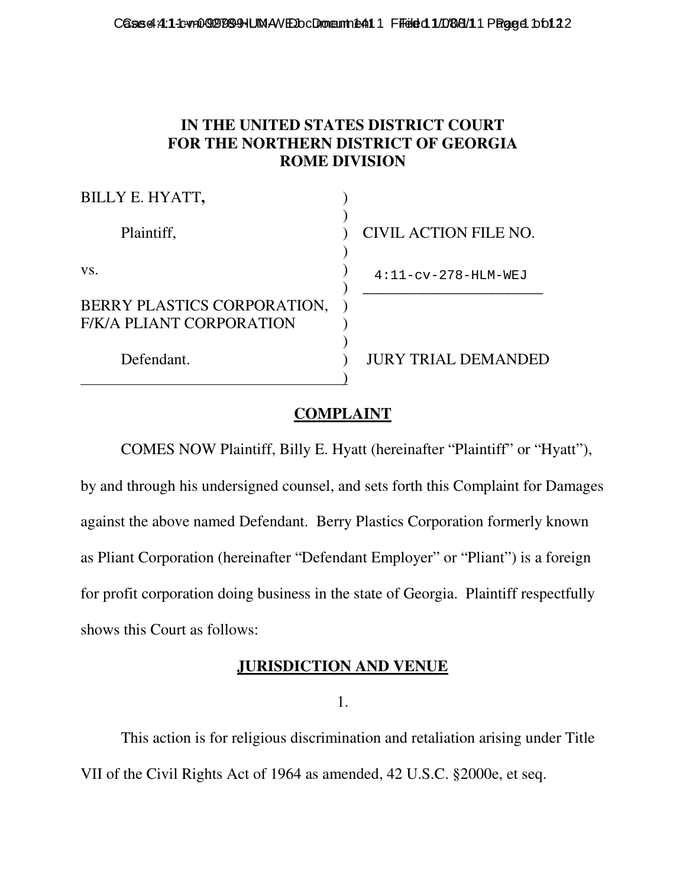# IN THE UNITED STATES DISTRICT COURT FOR THE NORTHERN DISTRICT OF GEORGIA ROME DIVISION

| | | |
|---|---|---|
| BILLY E. HYATT, | ) | |
| | ) | |
| Plaintiff, | ) | CIVIL ACTION FILE NO. |
| | ) | |
| vs. | ) | 4:11-cv-278-HLM-WEJ |
| | ) | |
| BERRY PLASTICS CORPORATION, F/K/A PLIANT CORPORATION | ) | |
| | ) | |
| Defendant. | ) | JURY TRIAL DEMANDED |

## COMPLAINT

COMES NOW Plaintiff, Billy E. Hyatt (hereinafter "Plaintiff" or "Hyatt"), by and through his undersigned counsel, and sets forth this Complaint for Damages against the above named Defendant. Berry Plastics Corporation formerly known as Pliant Corporation (hereinafter "Defendant Employer" or "Pliant") is a foreign for profit corporation doing business in the state of Georgia. Plaintiff respectfully shows this Court as follows:

## JURISDICTION AND VENUE

1.

This action is for religious discrimination and retaliation arising under Title VII of the Civil Rights Act of 1964 as amended, 42 U.S.C. §2000e, et seq.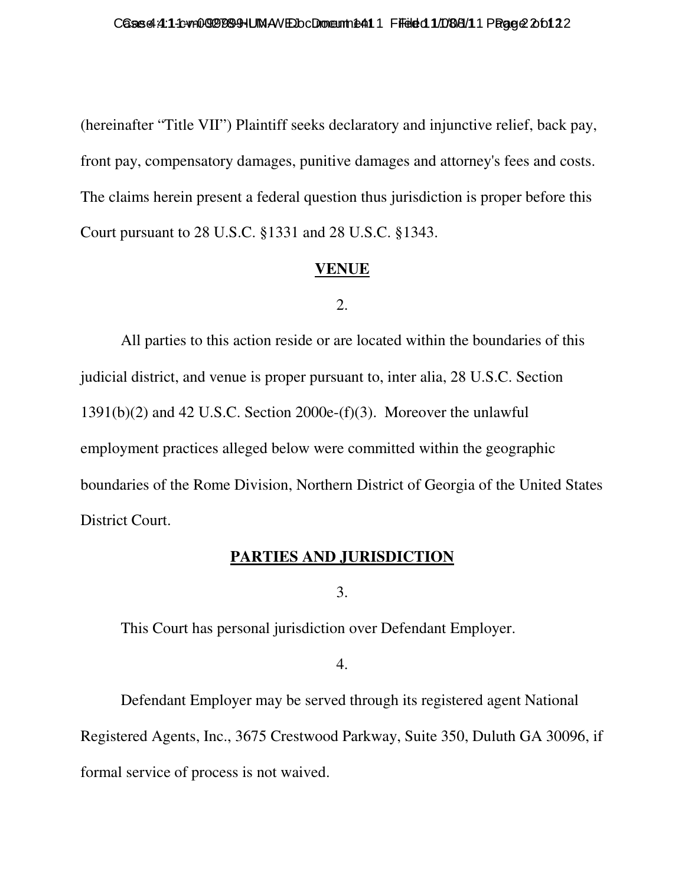(hereinafter "Title VII") Plaintiff seeks declaratory and injunctive relief, back pay, front pay, compensatory damages, punitive damages and attorney's fees and costs. The claims herein present a federal question thus jurisdiction is proper before this Court pursuant to 28 U.S.C. §1331 and 28 U.S.C. §1343.

## VENUE

2.

All parties to this action reside or are located within the boundaries of this judicial district, and venue is proper pursuant to, inter alia, 28 U.S.C. Section 1391(b)(2) and 42 U.S.C. Section 2000e-(f)(3). Moreover the unlawful employment practices alleged below were committed within the geographic boundaries of the Rome Division, Northern District of Georgia of the United States District Court.

## PARTIES AND JURISDICTION

3.

This Court has personal jurisdiction over Defendant Employer.

4.

Defendant Employer may be served through its registered agent National Registered Agents, Inc., 3675 Crestwood Parkway, Suite 350, Duluth GA 30096, if formal service of process is not waived.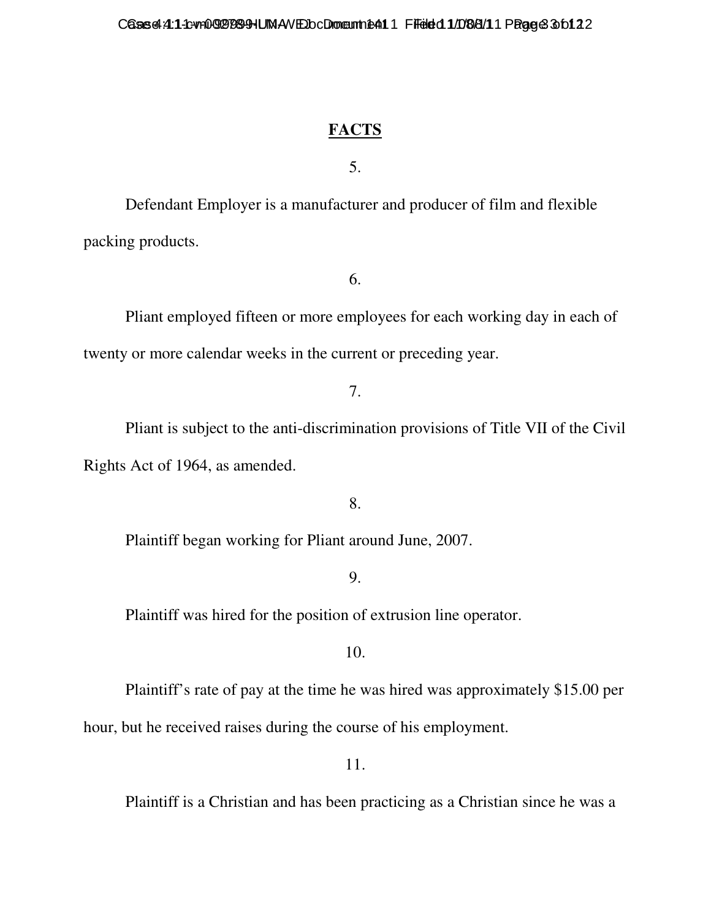## FACTS

5.

Defendant Employer is a manufacturer and producer of film and flexible packing products.

6.

Pliant employed fifteen or more employees for each working day in each of twenty or more calendar weeks in the current or preceding year.

7.

Pliant is subject to the anti-discrimination provisions of Title VII of the Civil Rights Act of 1964, as amended.

8.

Plaintiff began working for Pliant around June, 2007.

9.

Plaintiff was hired for the position of extrusion line operator.

10.

Plaintiff's rate of pay at the time he was hired was approximately $15.00 per hour, but he received raises during the course of his employment.

11.

Plaintiff is a Christian and has been practicing as a Christian since he was a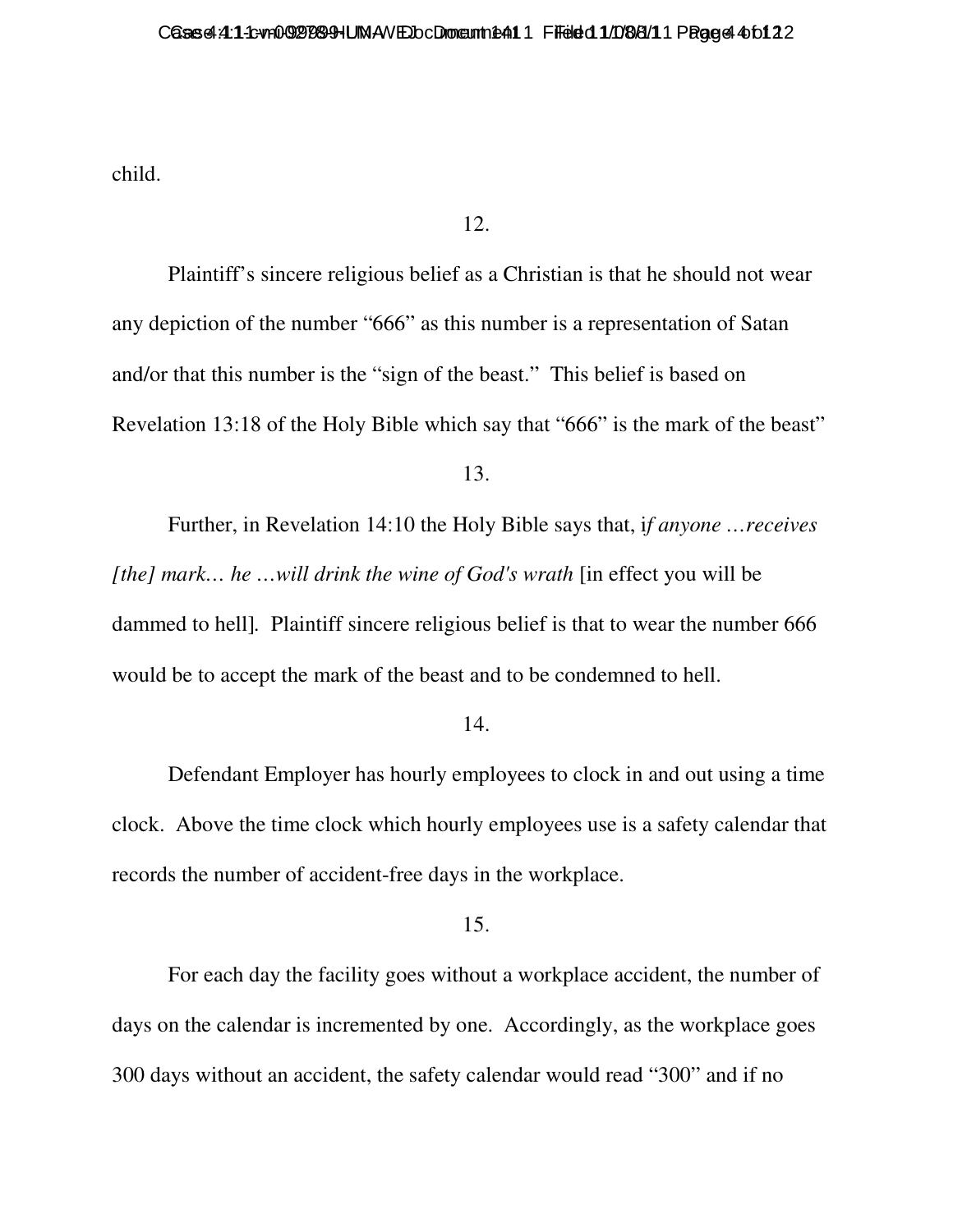child.

12.

Plaintiff's sincere religious belief as a Christian is that he should not wear any depiction of the number "666" as this number is a representation of Satan and/or that this number is the "sign of the beast." This belief is based on Revelation 13:18 of the Holy Bible which say that "666" is the mark of the beast"

13.

Further, in Revelation 14:10 the Holy Bible says that, i*f anyone …receives [the] mark… he …will drink the wine of God's wrath* [in effect you will be dammed to hell]. Plaintiff sincere religious belief is that to wear the number 666 would be to accept the mark of the beast and to be condemned to hell.

14.

Defendant Employer has hourly employees to clock in and out using a time clock. Above the time clock which hourly employees use is a safety calendar that records the number of accident-free days in the workplace.

15.

For each day the facility goes without a workplace accident, the number of days on the calendar is incremented by one. Accordingly, as the workplace goes 300 days without an accident, the safety calendar would read "300" and if no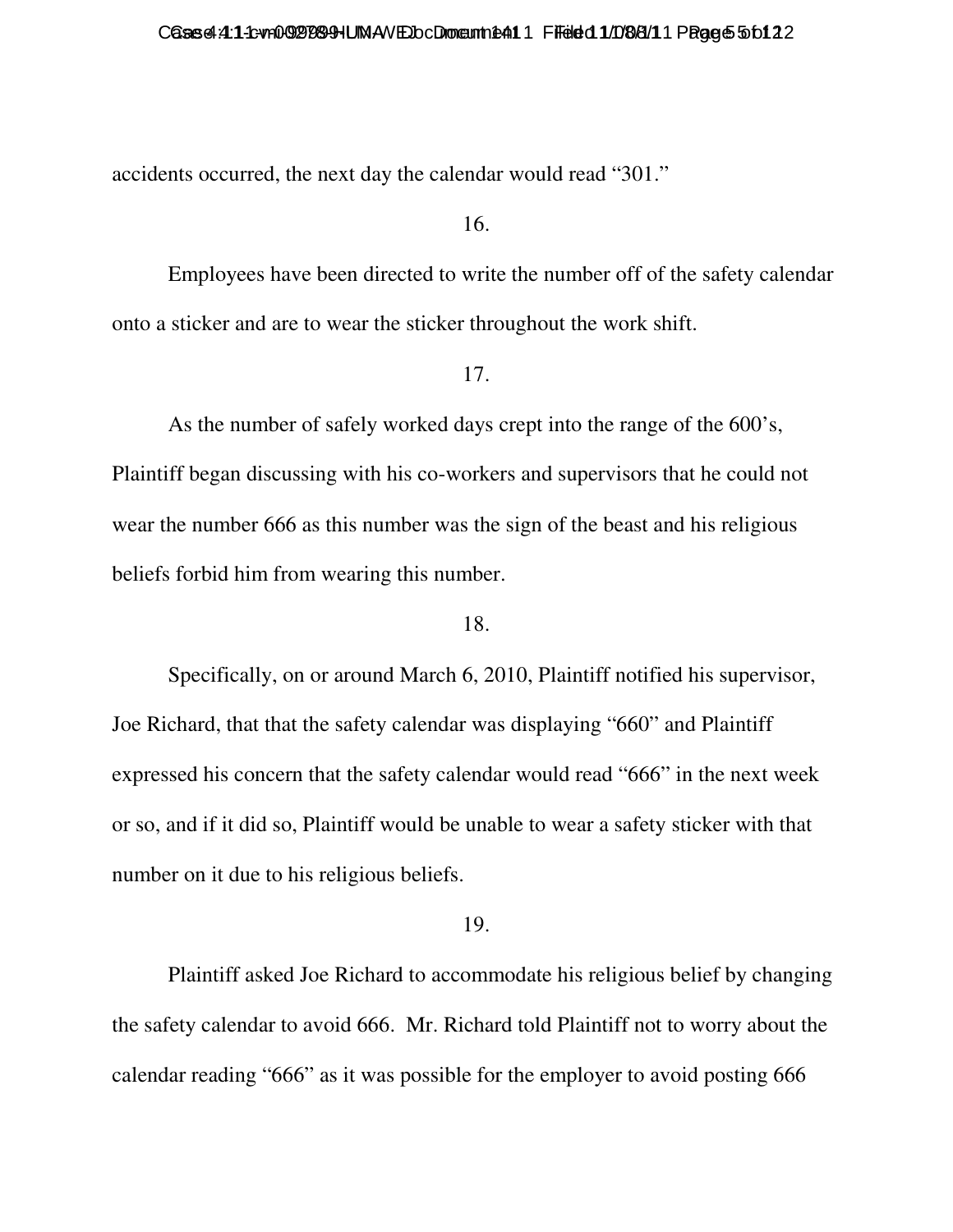accidents occurred, the next day the calendar would read "301."

16.

Employees have been directed to write the number off of the safety calendar onto a sticker and are to wear the sticker throughout the work shift.

17.

As the number of safely worked days crept into the range of the 600's, Plaintiff began discussing with his co-workers and supervisors that he could not wear the number 666 as this number was the sign of the beast and his religious beliefs forbid him from wearing this number.

18.

Specifically, on or around March 6, 2010, Plaintiff notified his supervisor, Joe Richard, that that the safety calendar was displaying "660" and Plaintiff expressed his concern that the safety calendar would read "666" in the next week or so, and if it did so, Plaintiff would be unable to wear a safety sticker with that number on it due to his religious beliefs.

19.

Plaintiff asked Joe Richard to accommodate his religious belief by changing the safety calendar to avoid 666. Mr. Richard told Plaintiff not to worry about the calendar reading "666" as it was possible for the employer to avoid posting 666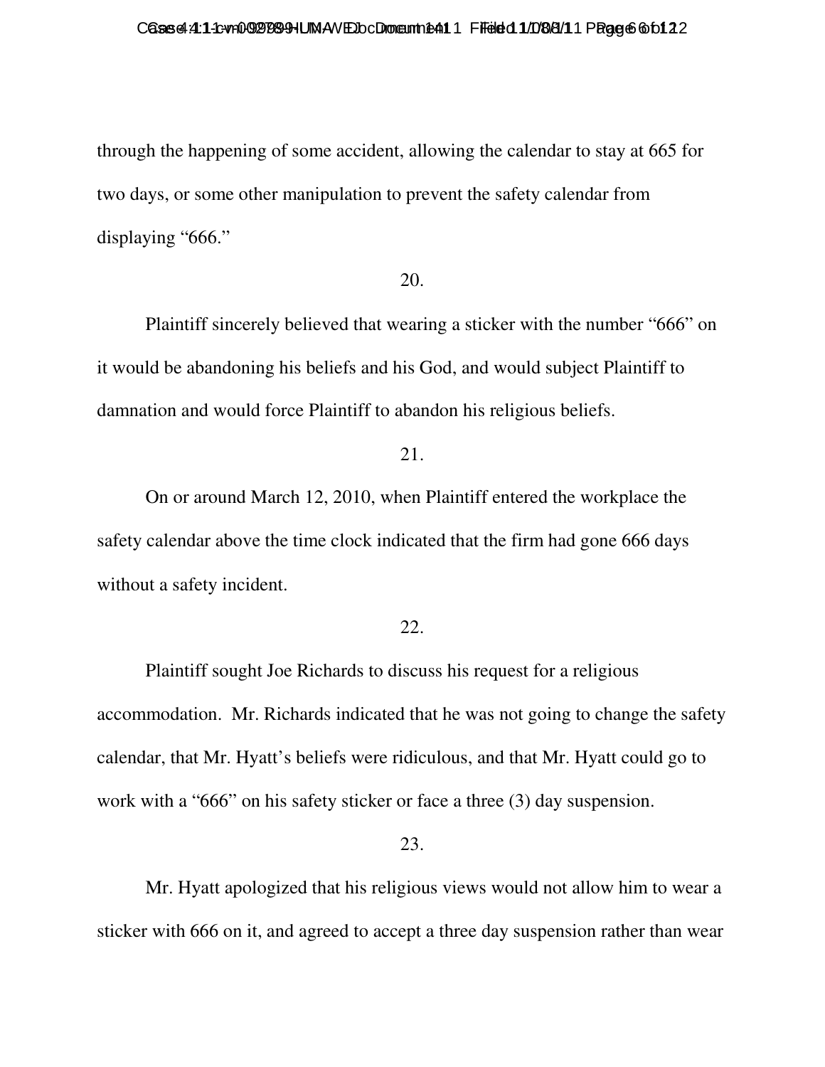through the happening of some accident, allowing the calendar to stay at 665 for two days, or some other manipulation to prevent the safety calendar from displaying "666."

20.

Plaintiff sincerely believed that wearing a sticker with the number "666" on it would be abandoning his beliefs and his God, and would subject Plaintiff to damnation and would force Plaintiff to abandon his religious beliefs.

21.

On or around March 12, 2010, when Plaintiff entered the workplace the safety calendar above the time clock indicated that the firm had gone 666 days without a safety incident.

22.

Plaintiff sought Joe Richards to discuss his request for a religious accommodation. Mr. Richards indicated that he was not going to change the safety calendar, that Mr. Hyatt's beliefs were ridiculous, and that Mr. Hyatt could go to work with a "666" on his safety sticker or face a three (3) day suspension.

23.

Mr. Hyatt apologized that his religious views would not allow him to wear a sticker with 666 on it, and agreed to accept a three day suspension rather than wear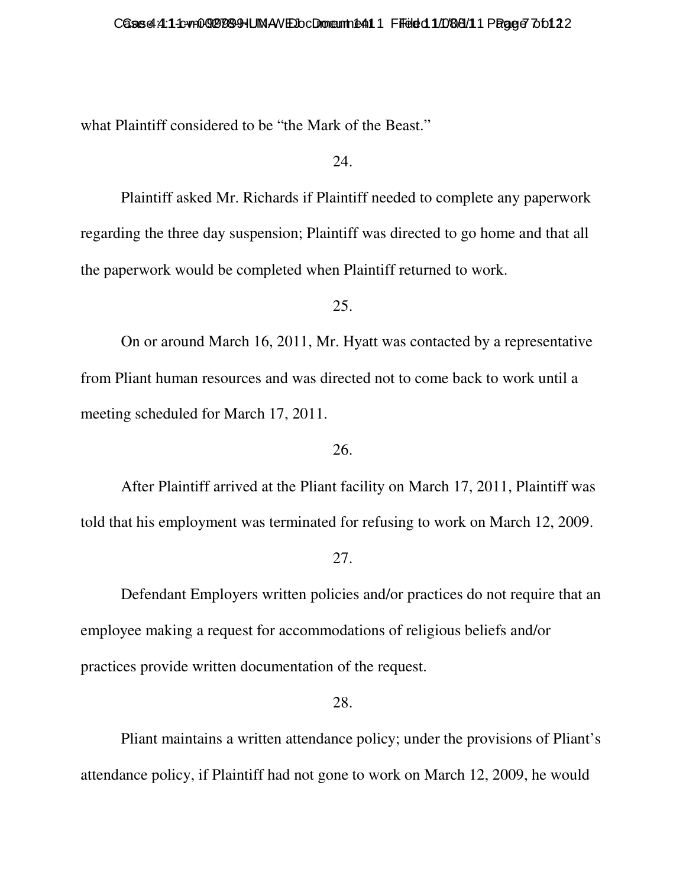what Plaintiff considered to be "the Mark of the Beast."

24.

Plaintiff asked Mr. Richards if Plaintiff needed to complete any paperwork regarding the three day suspension; Plaintiff was directed to go home and that all the paperwork would be completed when Plaintiff returned to work.

25.

On or around March 16, 2011, Mr. Hyatt was contacted by a representative from Pliant human resources and was directed not to come back to work until a meeting scheduled for March 17, 2011.

26.

After Plaintiff arrived at the Pliant facility on March 17, 2011, Plaintiff was told that his employment was terminated for refusing to work on March 12, 2009.

27.

Defendant Employers written policies and/or practices do not require that an employee making a request for accommodations of religious beliefs and/or practices provide written documentation of the request.

28.

Pliant maintains a written attendance policy; under the provisions of Pliant's attendance policy, if Plaintiff had not gone to work on March 12, 2009, he would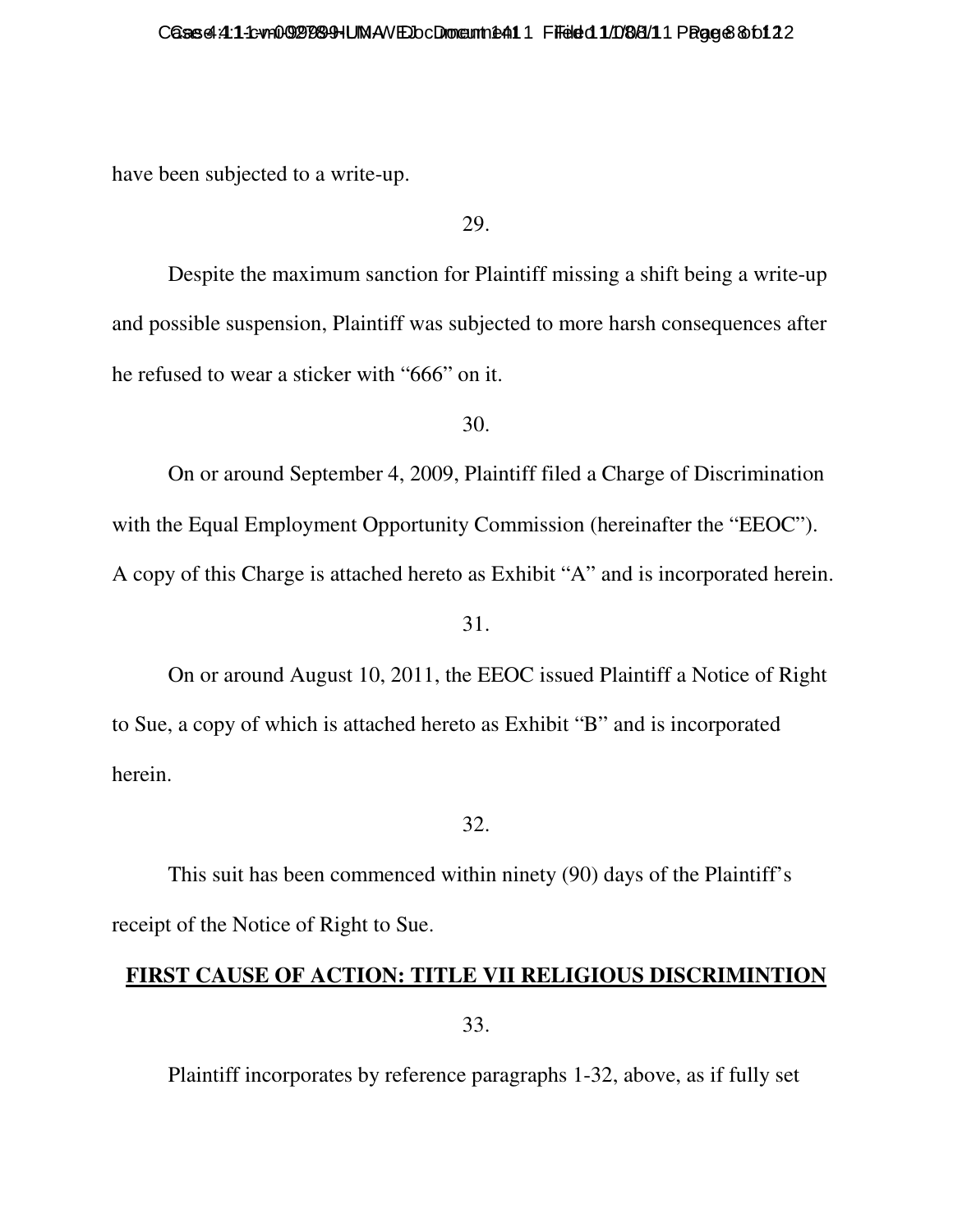have been subjected to a write-up.

29.

Despite the maximum sanction for Plaintiff missing a shift being a write-up and possible suspension, Plaintiff was subjected to more harsh consequences after he refused to wear a sticker with "666" on it.

30.

On or around September 4, 2009, Plaintiff filed a Charge of Discrimination with the Equal Employment Opportunity Commission (hereinafter the "EEOC"). A copy of this Charge is attached hereto as Exhibit "A" and is incorporated herein.

31.

On or around August 10, 2011, the EEOC issued Plaintiff a Notice of Right to Sue, a copy of which is attached hereto as Exhibit "B" and is incorporated herein.

32.

This suit has been commenced within ninety (90) days of the Plaintiff's receipt of the Notice of Right to Sue.

**FIRST CAUSE OF ACTION: TITLE VII RELIGIOUS DISCRIMINTION**

33.

Plaintiff incorporates by reference paragraphs 1-32, above, as if fully set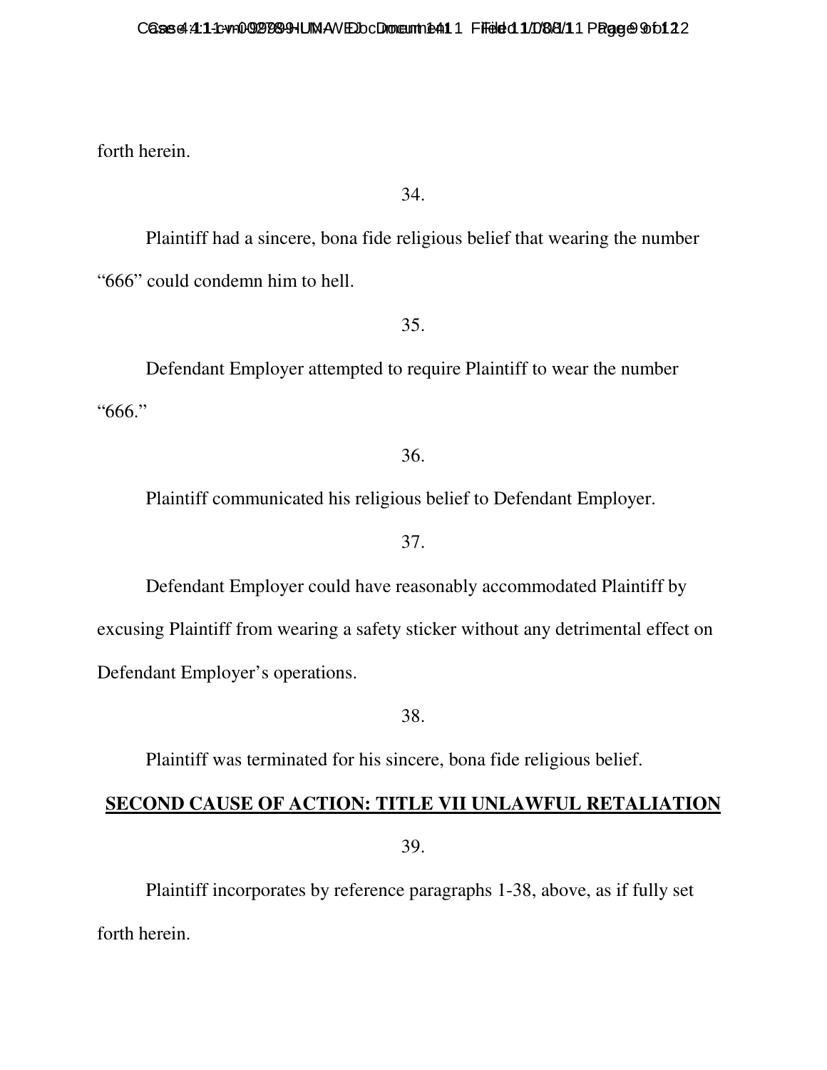forth herein.

34.

Plaintiff had a sincere, bona fide religious belief that wearing the number “666” could condemn him to hell.

35.

Defendant Employer attempted to require Plaintiff to wear the number “666.”

36.

Plaintiff communicated his religious belief to Defendant Employer.

37.

Defendant Employer could have reasonably accommodated Plaintiff by excusing Plaintiff from wearing a safety sticker without any detrimental effect on Defendant Employer’s operations.

38.

Plaintiff was terminated for his sincere, bona fide religious belief.

## SECOND CAUSE OF ACTION: TITLE VII UNLAWFUL RETALIATION

39.

Plaintiff incorporates by reference paragraphs 1-38, above, as if fully set forth herein.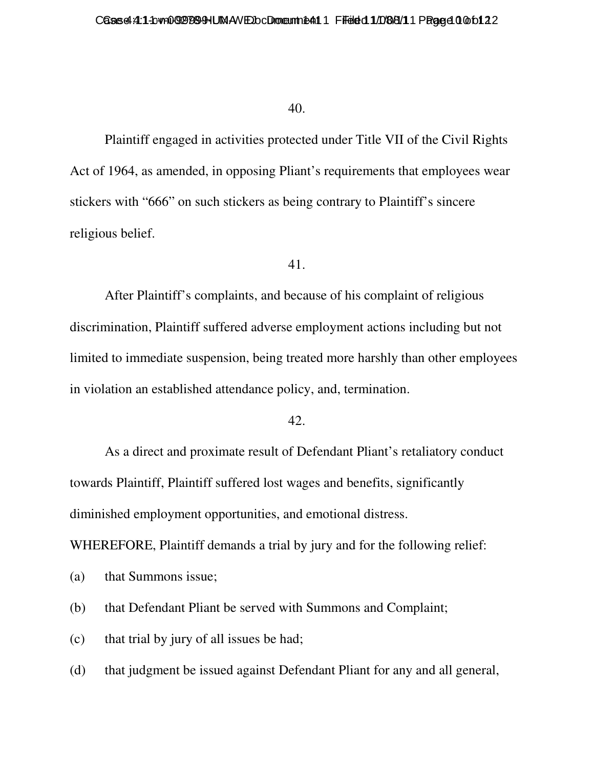40.

Plaintiff engaged in activities protected under Title VII of the Civil Rights Act of 1964, as amended, in opposing Pliant's requirements that employees wear stickers with "666" on such stickers as being contrary to Plaintiff's sincere religious belief.

41.

After Plaintiff's complaints, and because of his complaint of religious discrimination, Plaintiff suffered adverse employment actions including but not limited to immediate suspension, being treated more harshly than other employees in violation an established attendance policy, and, termination.

42.

As a direct and proximate result of Defendant Pliant's retaliatory conduct towards Plaintiff, Plaintiff suffered lost wages and benefits, significantly diminished employment opportunities, and emotional distress.

WHEREFORE, Plaintiff demands a trial by jury and for the following relief:

(a) that Summons issue;

(b) that Defendant Pliant be served with Summons and Complaint;

(c) that trial by jury of all issues be had;

(d) that judgment be issued against Defendant Pliant for any and all general,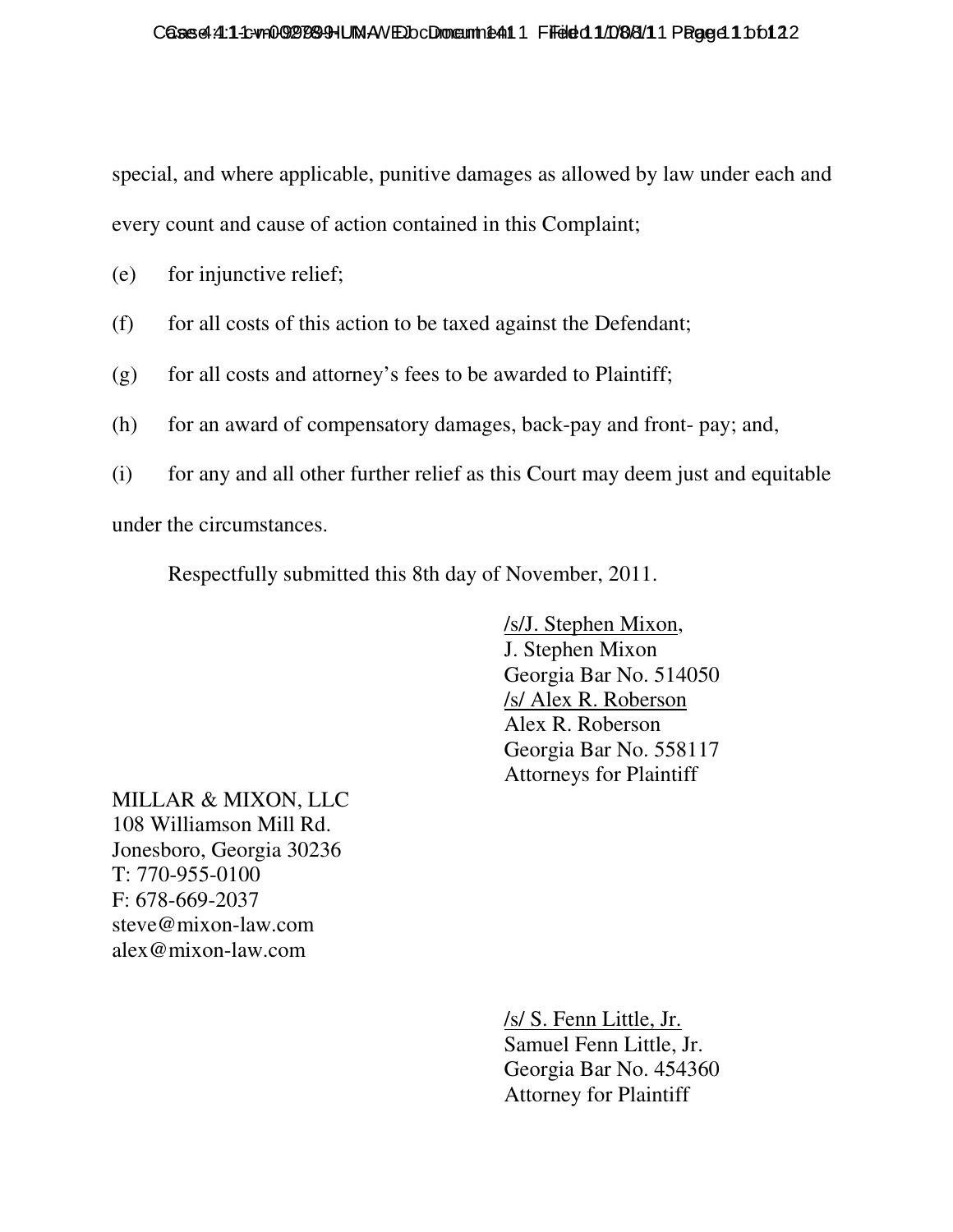special, and where applicable, punitive damages as allowed by law under each and every count and cause of action contained in this Complaint;

(e) for injunctive relief;

(f) for all costs of this action to be taxed against the Defendant;

(g) for all costs and attorney's fees to be awarded to Plaintiff;

(h) for an award of compensatory damages, back-pay and front- pay; and,

(i) for any and all other further relief as this Court may deem just and equitable under the circumstances.

Respectfully submitted this 8th day of November, 2011.

/s/J. Stephen Mixon,
J. Stephen Mixon
Georgia Bar No. 514050
/s/ Alex R. Roberson
Alex R. Roberson
Georgia Bar No. 558117
Attorneys for Plaintiff

MILLAR & MIXON, LLC
108 Williamson Mill Rd.
Jonesboro, Georgia 30236
T: 770-955-0100
F: 678-669-2037
steve@mixon-law.com
alex@mixon-law.com

/s/ S. Fenn Little, Jr.
Samuel Fenn Little, Jr.
Georgia Bar No. 454360
Attorney for Plaintiff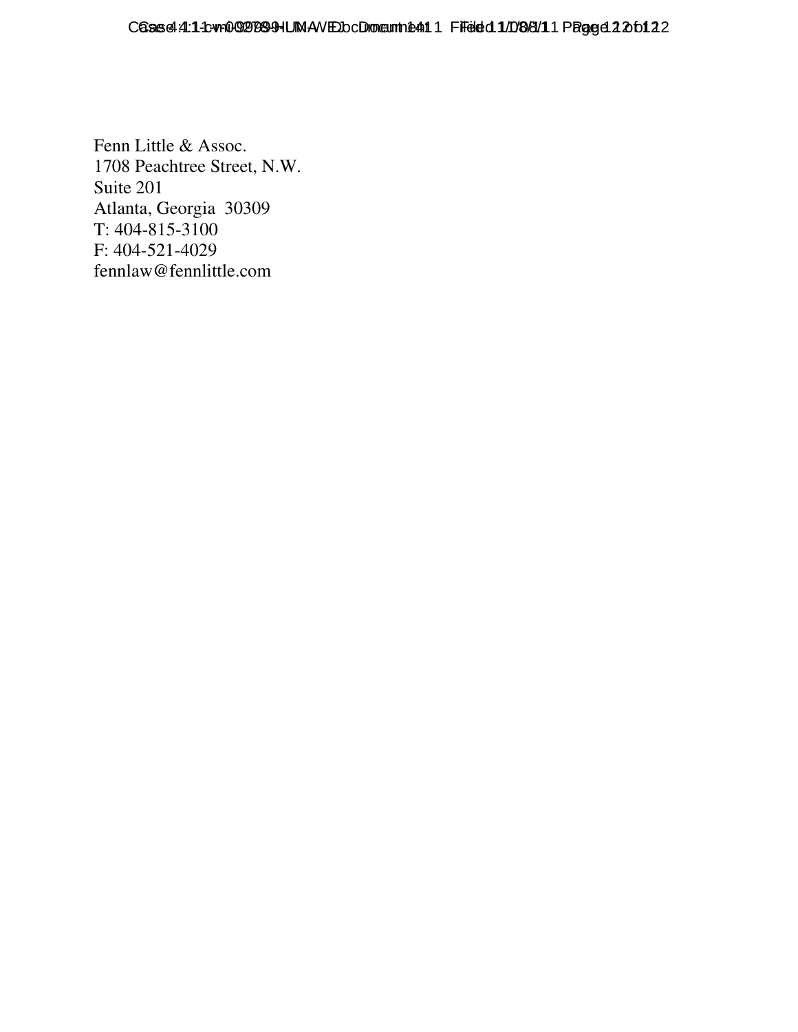Fenn Little & Assoc.
1708 Peachtree Street, N.W.
Suite 201
Atlanta, Georgia 30309
T: 404-815-3100
F: 404-521-4029
fennlaw@fennlittle.com